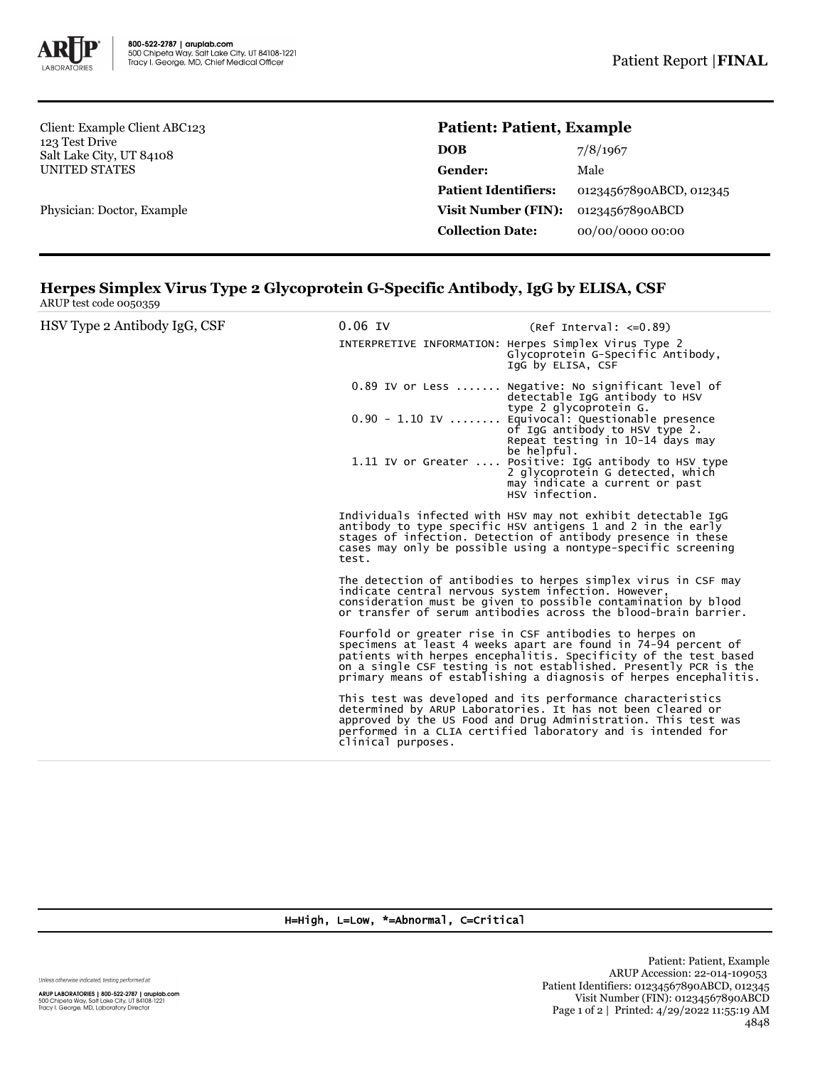800-522-2787 | aruplab.com
500 Chipeta Way, Salt Lake City, UT 84108-1221
Tracy I. George, MD, Chief Medical Officer

Patient Report | **FINAL**

Client: Example Client ABC123
123 Test Drive
Salt Lake City, UT 84108
UNITED STATES

Physician: Doctor, Example

**Patient: Patient, Example**

| | |
|---|---|
| **DOB** | 7/8/1967 |
| **Gender:** | Male |
| **Patient Identifiers:** | 01234567890ABCD, 012345 |
| **Visit Number (FIN):** | 01234567890ABCD |
| **Collection Date:** | 00/00/0000 00:00 |

## Herpes Simplex Virus Type 2 Glycoprotein G-Specific Antibody, IgG by ELISA, CSF

ARUP test code 0050359

HSV Type 2 Antibody IgG, CSF — 0.06 IV (Ref Interval: <=0.89)

INTERPRETIVE INFORMATION: Herpes Simplex Virus Type 2 Glycoprotein G-Specific Antibody, IgG by ELISA, CSF

| | |
|---|---|
| 0.89 IV or Less ....... | Negative: No significant level of detectable IgG antibody to HSV type 2 glycoprotein G. |
| 0.90 - 1.10 IV ........ | Equivocal: Questionable presence of IgG antibody to HSV type 2. Repeat testing in 10-14 days may be helpful. |
| 1.11 IV or Greater .... | Positive: IgG antibody to HSV type 2 glycoprotein G detected, which may indicate a current or past HSV infection. |

Individuals infected with HSV may not exhibit detectable IgG antibody to type specific HSV antigens 1 and 2 in the early stages of infection. Detection of antibody presence in these cases may only be possible using a nontype-specific screening test.

The detection of antibodies to herpes simplex virus in CSF may indicate central nervous system infection. However, consideration must be given to possible contamination by blood or transfer of serum antibodies across the blood-brain barrier.

Fourfold or greater rise in CSF antibodies to herpes on specimens at least 4 weeks apart are found in 74-94 percent of patients with herpes encephalitis. Specificity of the test based on a single CSF testing is not established. Presently PCR is the primary means of establishing a diagnosis of herpes encephalitis.

This test was developed and its performance characteristics determined by ARUP Laboratories. It has not been cleared or approved by the US Food and Drug Administration. This test was performed in a CLIA certified laboratory and is intended for clinical purposes.

H=High, L=Low, *=Abnormal, C=Critical

Unless otherwise indicated, testing performed at:
ARUP LABORATORIES | 800-522-2787 | aruplab.com
500 Chipeta Way, Salt Lake City, UT 84108-1221
Tracy I. George, MD, Laboratory Director

Patient: Patient, Example
ARUP Accession: 22-014-109053
Patient Identifiers: 01234567890ABCD, 012345
Visit Number (FIN): 01234567890ABCD
Printed: 4/29/2022 11:55:19 AM
4848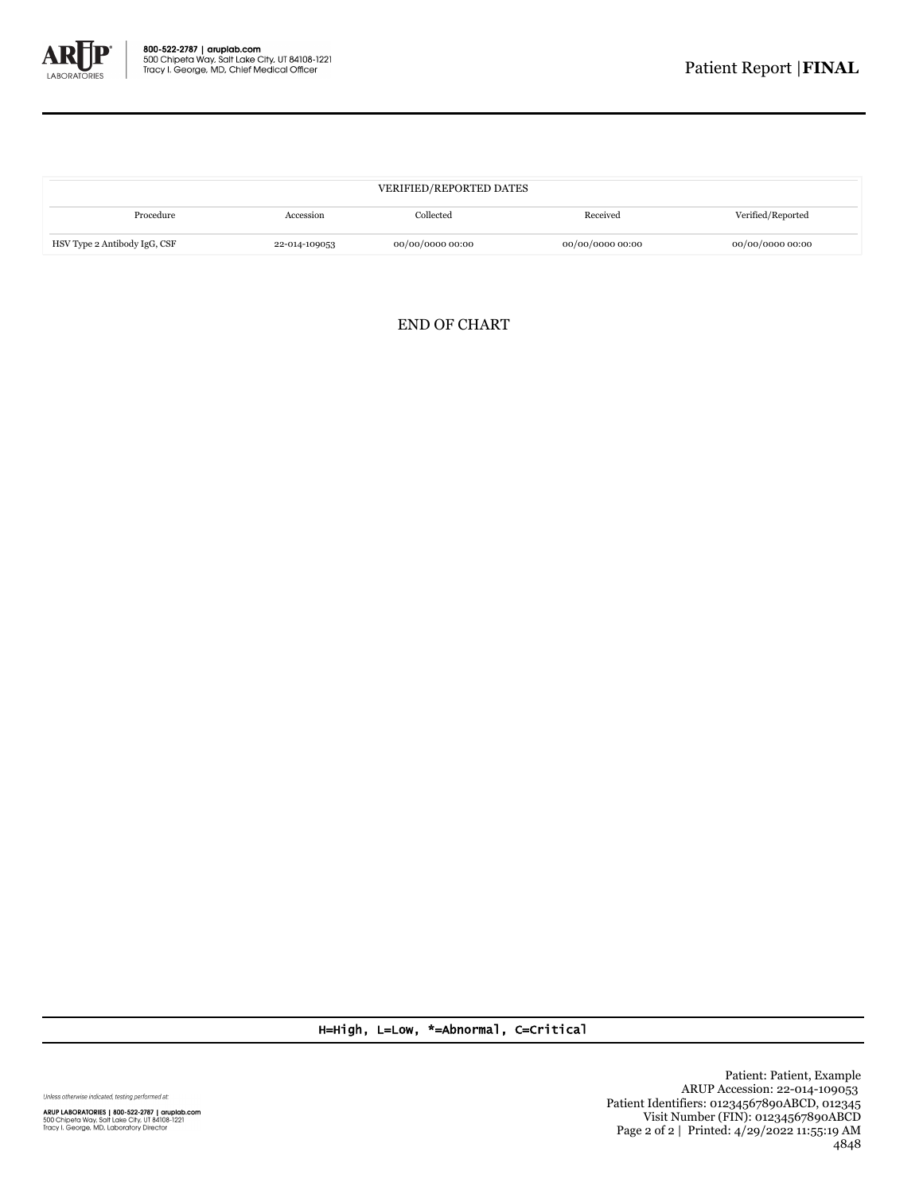| VERIFIED/REPORTED DATES | | | | |
| --- | --- | --- | --- | --- |
| Procedure | Accession | Collected | Received | Verified/Reported |
| HSV Type 2 Antibody IgG, CSF | 22-014-109053 | 00/00/0000 00:00 | 00/00/0000 00:00 | 00/00/0000 00:00 |

END OF CHART

H=High, L=Low, *=Abnormal, C=Critical

*Unless otherwise indicated, testing performed at:*

**ARUP LABORATORIES | 800-522-2787 | aruplab.com**
500 Chipeta Way, Salt Lake City, UT 84108-1221
Tracy I. George, MD, Laboratory Director

Patient: Patient, Example
ARUP Accession: 22-014-109053
Patient Identifiers: 01234567890ABCD, 012345
Visit Number (FIN): 01234567890ABCD
Printed: 4/29/2022 11:55:19 AM
4848